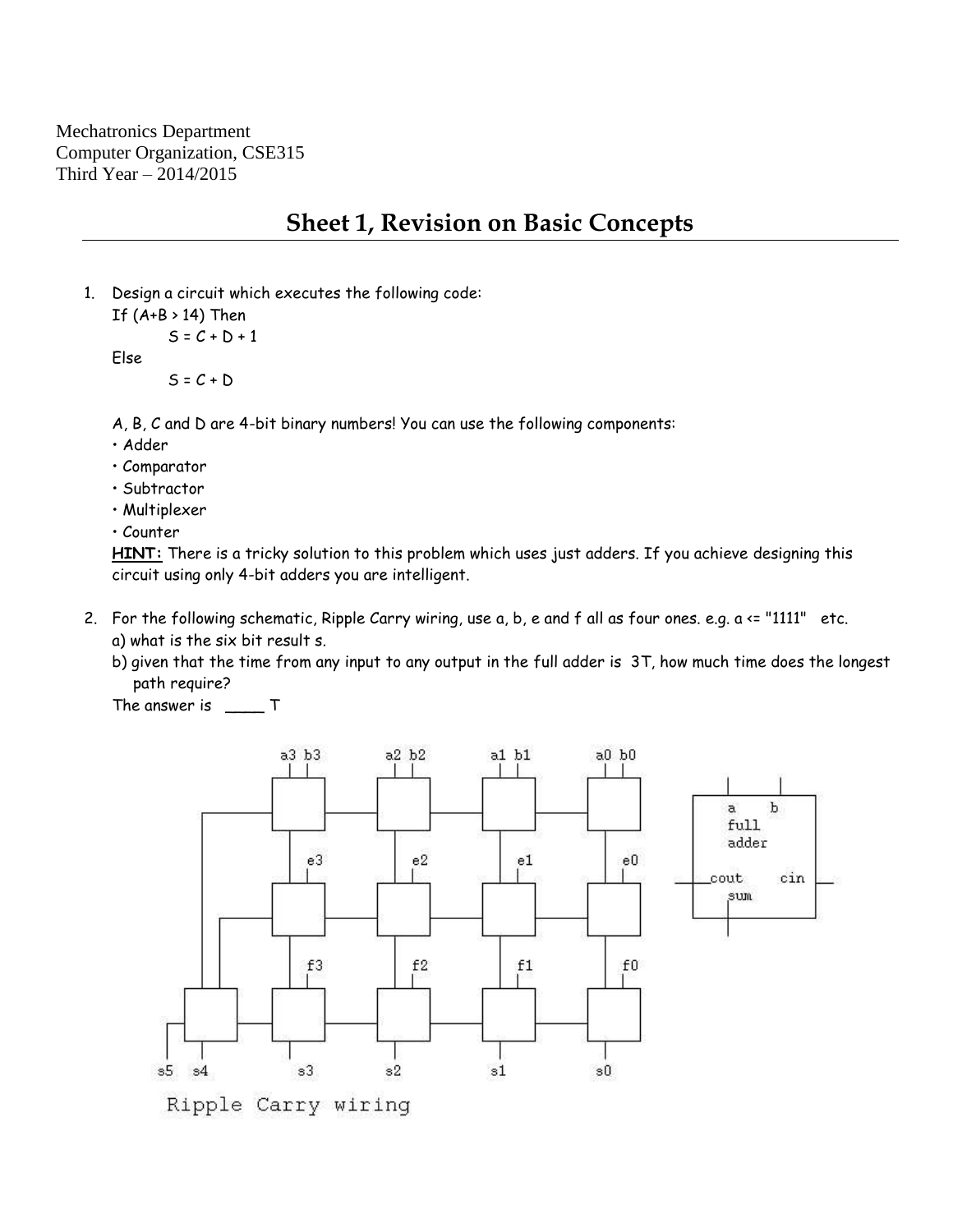Mechatronics Department
Computer Organization, CSE315
Third Year – 2014/2015

# Sheet 1, Revision on Basic Concepts

1. Design a circuit which executes the following code:

```
If (A+B > 14) Then
        S = C + D + 1
Else
        S = C + D
```

   A, B, C and D are 4-bit binary numbers! You can use the following components:
   - Adder
   - Comparator
   - Subtractor
   - Multiplexer
   - Counter

   **HINT:** There is a tricky solution to this problem which uses just adders. If you achieve designing this circuit using only 4-bit adders you are intelligent.

2. For the following schematic, Ripple Carry wiring, use a, b, e and f all as four ones. e.g. a <= "1111" etc.
   a) what is the six bit result s.
   b) given that the time from any input to any output in the full adder is 3T, how much time does the longest path require?
   The answer is ____ T

Ripple Carry wiring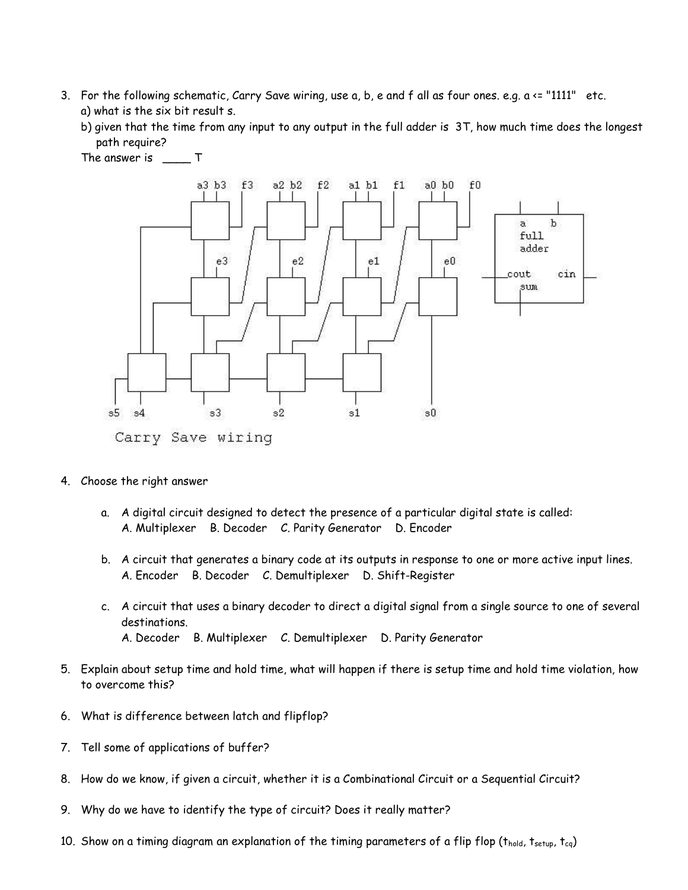3. For the following schematic, Carry Save wiring, use a, b, e and f all as four ones. e.g. a <= "1111" etc.
   a) what is the six bit result s.
   b) given that the time from any input to any output in the full adder is 3T, how much time does the longest path require?
   
   The answer is ____ T

a3 b3 f3 a2 b2 f2 a1 b1 f1 a0 b0 f0

e3 e2 e1 e0

a b
full
adder
cout cin
sum

s5 s4 s3 s2 s1 s0

Carry Save wiring

4. Choose the right answer

   a. A digital circuit designed to detect the presence of a particular digital state is called:
      A. Multiplexer B. Decoder C. Parity Generator D. Encoder

   b. A circuit that generates a binary code at its outputs in response to one or more active input lines.
      A. Encoder B. Decoder C. Demultiplexer D. Shift-Register

   c. A circuit that uses a binary decoder to direct a digital signal from a single source to one of several destinations.
      A. Decoder B. Multiplexer C. Demultiplexer D. Parity Generator

5. Explain about setup time and hold time, what will happen if there is setup time and hold time violation, how to overcome this?

6. What is difference between latch and flipflop?

7. Tell some of applications of buffer?

8. How do we know, if given a circuit, whether it is a Combinational Circuit or a Sequential Circuit?

9. Why do we have to identify the type of circuit? Does it really matter?

10. Show on a timing diagram an explanation of the timing parameters of a flip flop ($t_{hold}$, $t_{setup}$, $t_{cq}$)